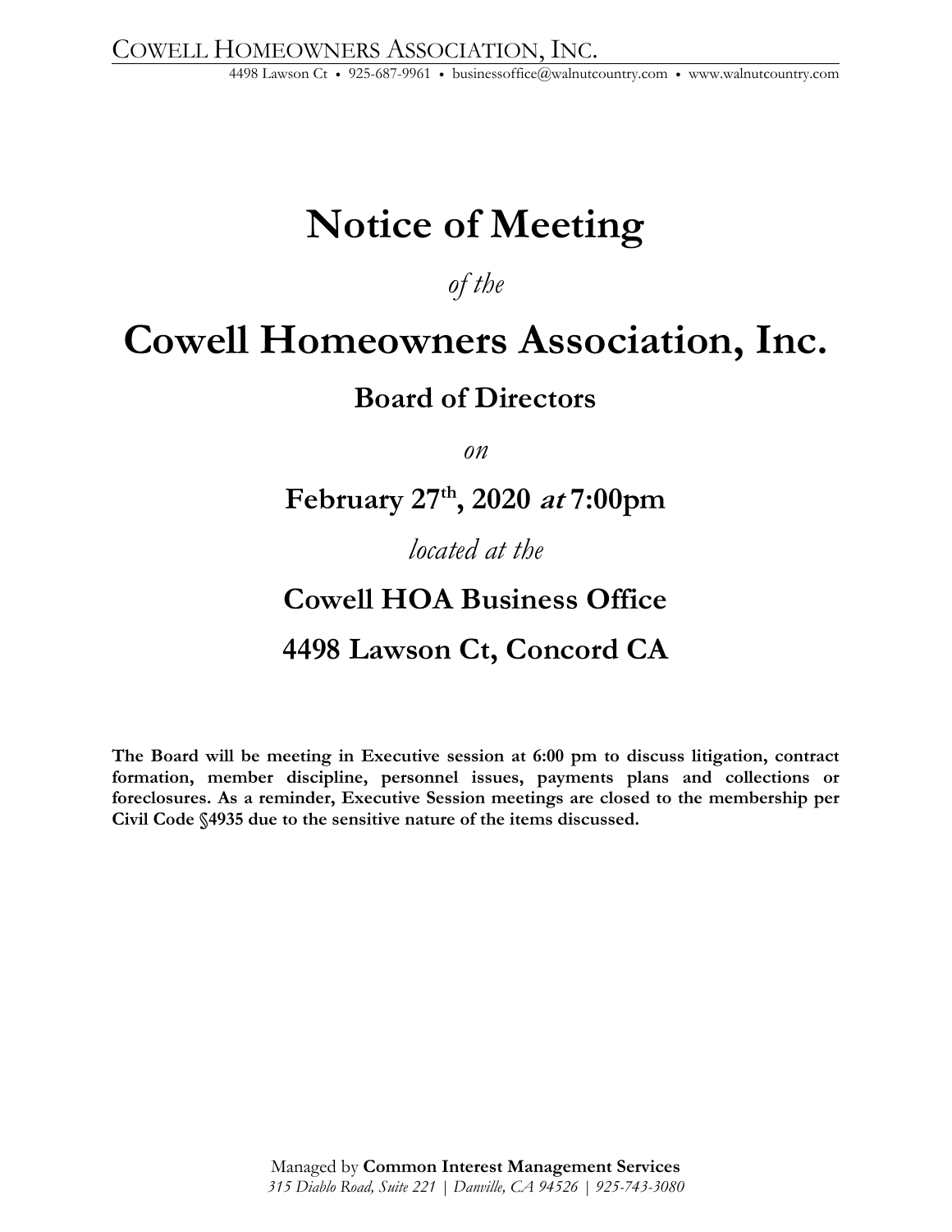COWELL HOMEOWNERS ASSOCIATION, INC.

4498 Lawson Ct • 925-687-9961 • businessoffice@walnutcountry.com • www.walnutcountry.com

# Notice of Meeting

*of the*

# Cowell Homeowners Association, Inc.

## Board of Directors

*on*

## February 27th, 2020 *at* 7:00pm

*located at the*

## Cowell HOA Business Office

## 4498 Lawson Ct, Concord CA

**The Board will be meeting in Executive session at 6:00 pm to discuss litigation, contract formation, member discipline, personnel issues, payments plans and collections or foreclosures. As a reminder, Executive Session meetings are closed to the membership per Civil Code §4935 due to the sensitive nature of the items discussed.**

Managed by **Common Interest Management Services**

*315 Diablo Road, Suite 221 | Danville, CA 94526 | 925-743-3080*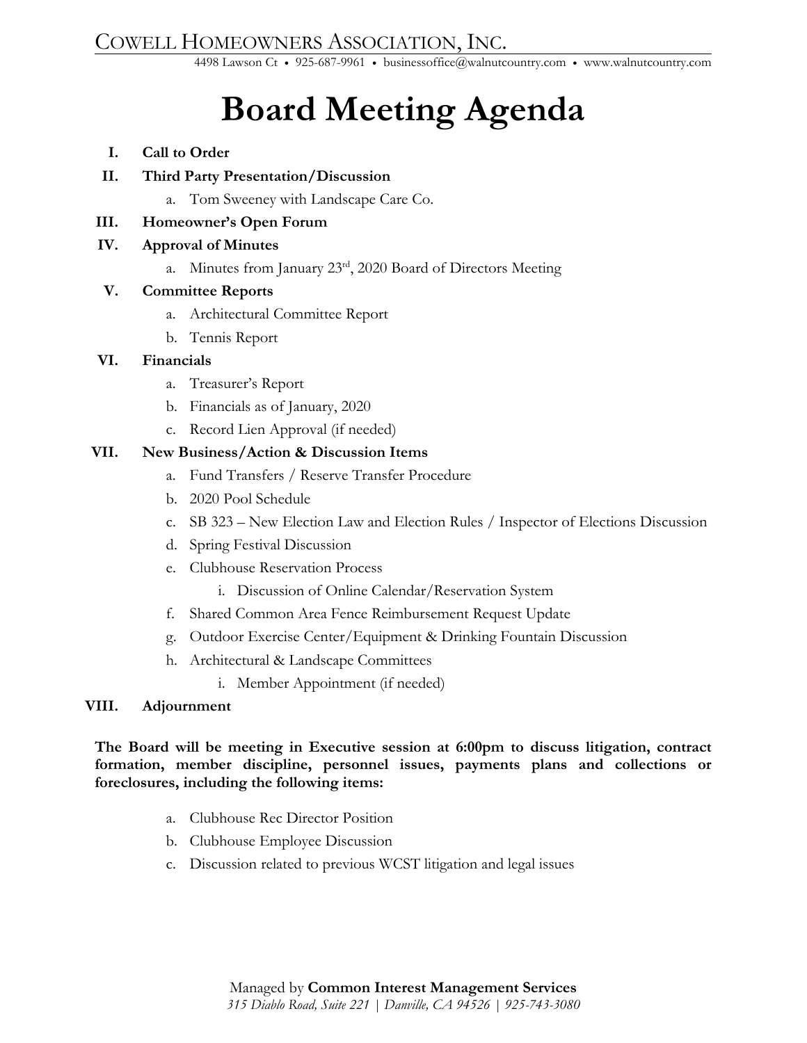COWELL HOMEOWNERS ASSOCIATION, INC.

4498 Lawson Ct • 925-687-9961 • businessoffice@walnutcountry.com • www.walnutcountry.com

# Board Meeting Agenda

I. **Call to Order**

II. **Third Party Presentation/Discussion**
   a. Tom Sweeney with Landscape Care Co.

III. **Homeowner's Open Forum**

IV. **Approval of Minutes**
   a. Minutes from January 23rd, 2020 Board of Directors Meeting

V. **Committee Reports**
   a. Architectural Committee Report
   b. Tennis Report

VI. **Financials**
   a. Treasurer's Report
   b. Financials as of January, 2020
   c. Record Lien Approval (if needed)

VII. **New Business/Action & Discussion Items**
   a. Fund Transfers / Reserve Transfer Procedure
   b. 2020 Pool Schedule
   c. SB 323 – New Election Law and Election Rules / Inspector of Elections Discussion
   d. Spring Festival Discussion
   e. Clubhouse Reservation Process
      i. Discussion of Online Calendar/Reservation System
   f. Shared Common Area Fence Reimbursement Request Update
   g. Outdoor Exercise Center/Equipment & Drinking Fountain Discussion
   h. Architectural & Landscape Committees
      i. Member Appointment (if needed)

VIII. **Adjournment**

**The Board will be meeting in Executive session at 6:00pm to discuss litigation, contract formation, member discipline, personnel issues, payments plans and collections or foreclosures, including the following items:**

   a. Clubhouse Rec Director Position
   b. Clubhouse Employee Discussion
   c. Discussion related to previous WCST litigation and legal issues

Managed by **Common Interest Management Services**

*315 Diablo Road, Suite 221 | Danville, CA 94526 | 925-743-3080*